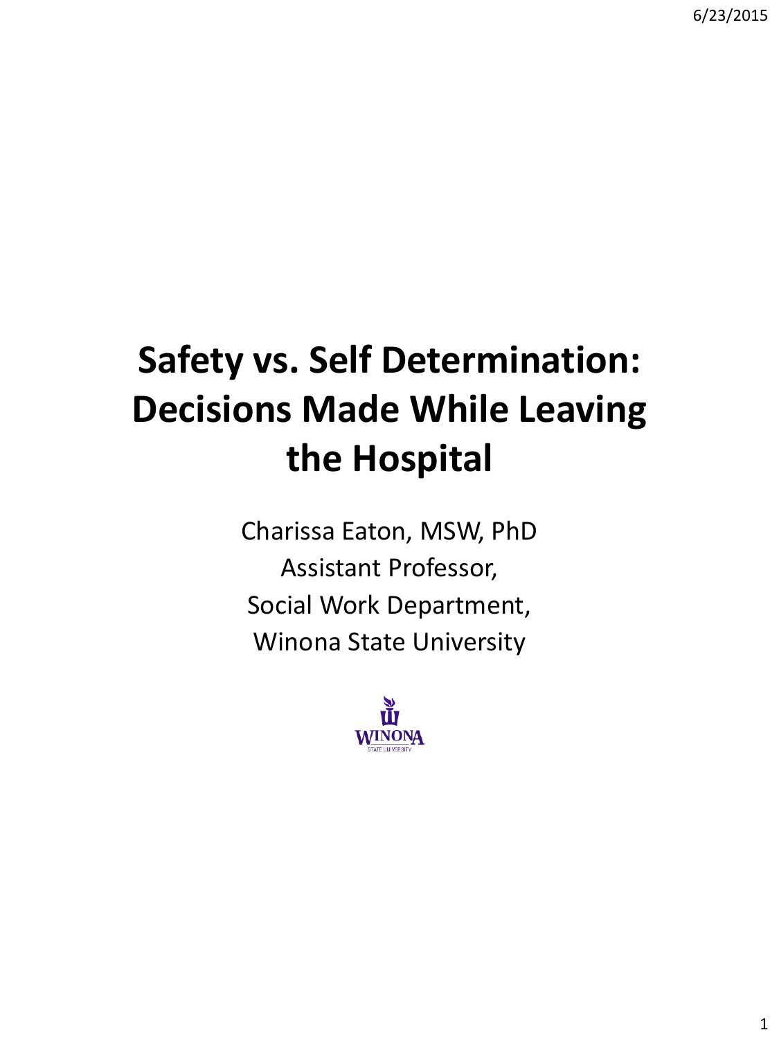# Safety vs. Self Determination: Decisions Made While Leaving the Hospital

Charissa Eaton, MSW, PhD
Assistant Professor,
Social Work Department,
Winona State University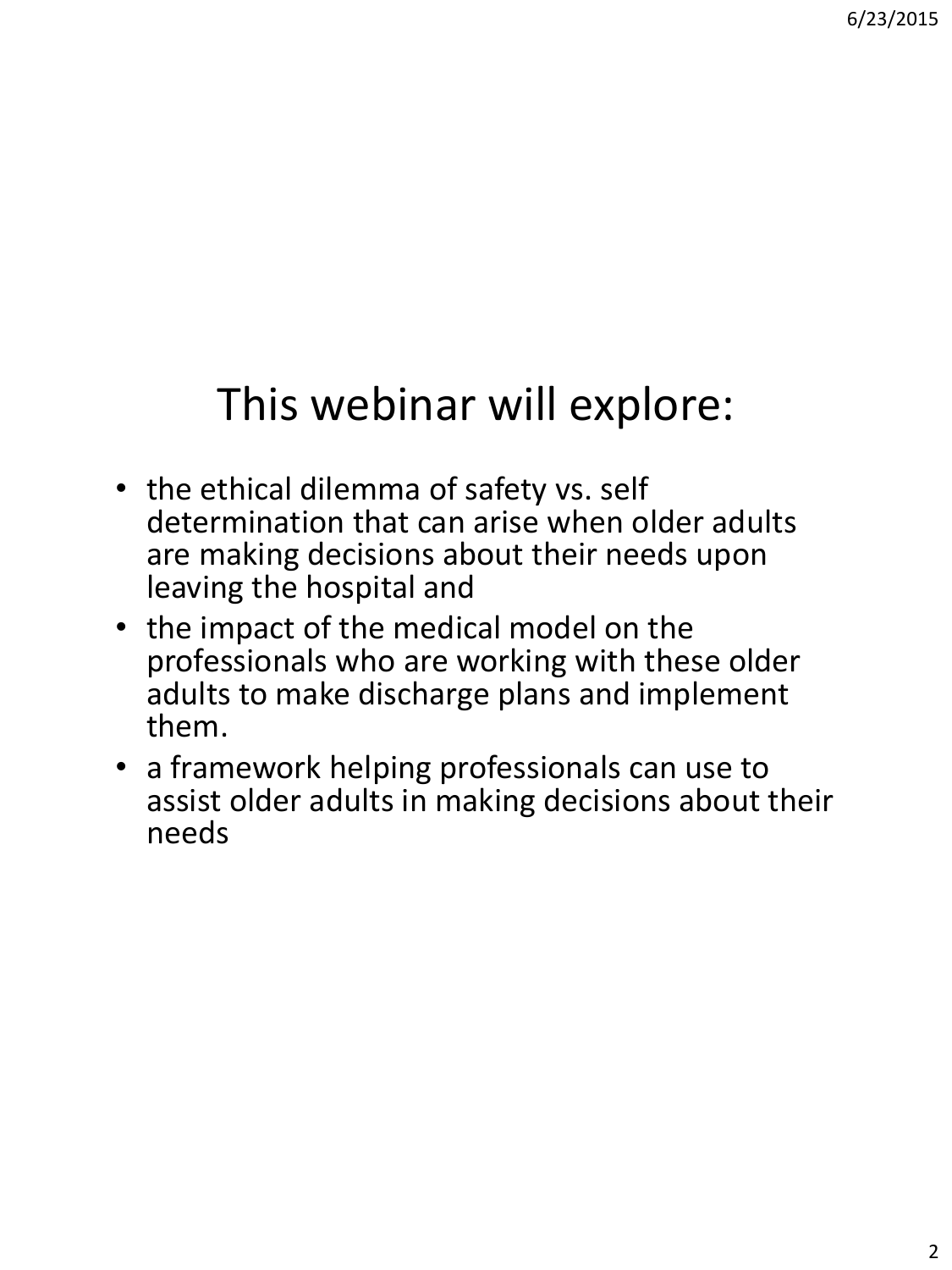# This webinar will explore:

- the ethical dilemma of safety vs. self determination that can arise when older adults are making decisions about their needs upon leaving the hospital and
- the impact of the medical model on the professionals who are working with these older adults to make discharge plans and implement them.
- a framework helping professionals can use to assist older adults in making decisions about their needs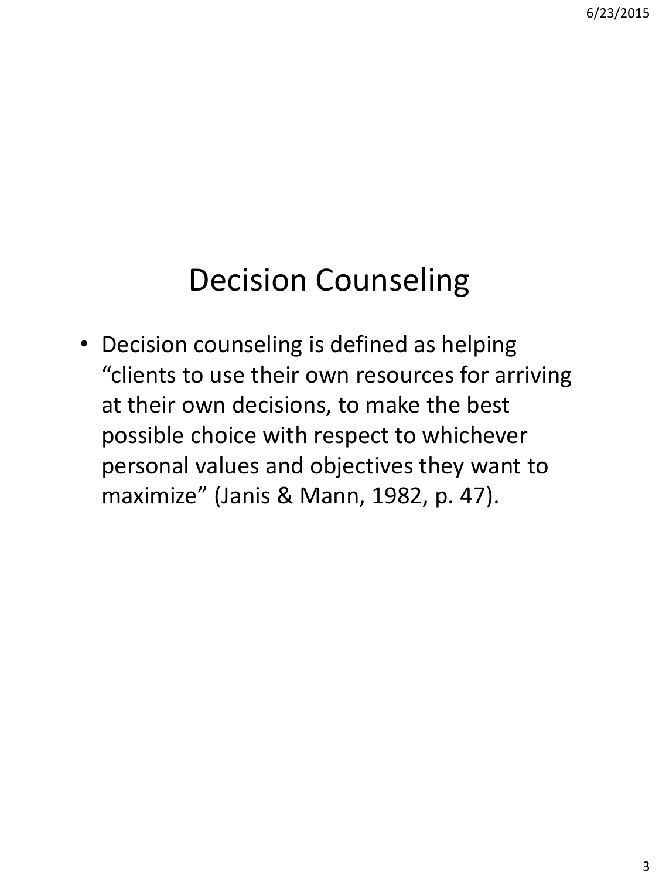# Decision Counseling

- Decision counseling is defined as helping "clients to use their own resources for arriving at their own decisions, to make the best possible choice with respect to whichever personal values and objectives they want to maximize" (Janis & Mann, 1982, p. 47).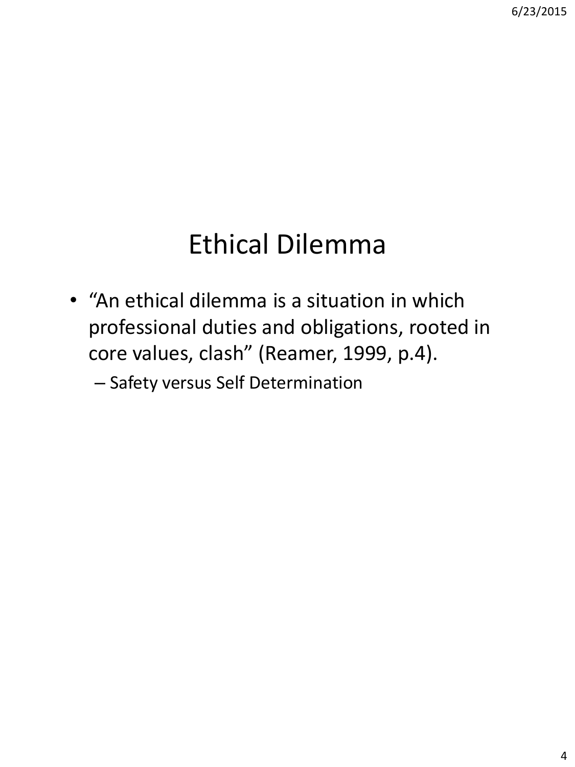# Ethical Dilemma

- "An ethical dilemma is a situation in which professional duties and obligations, rooted in core values, clash" (Reamer, 1999, p.4).
  - Safety versus Self Determination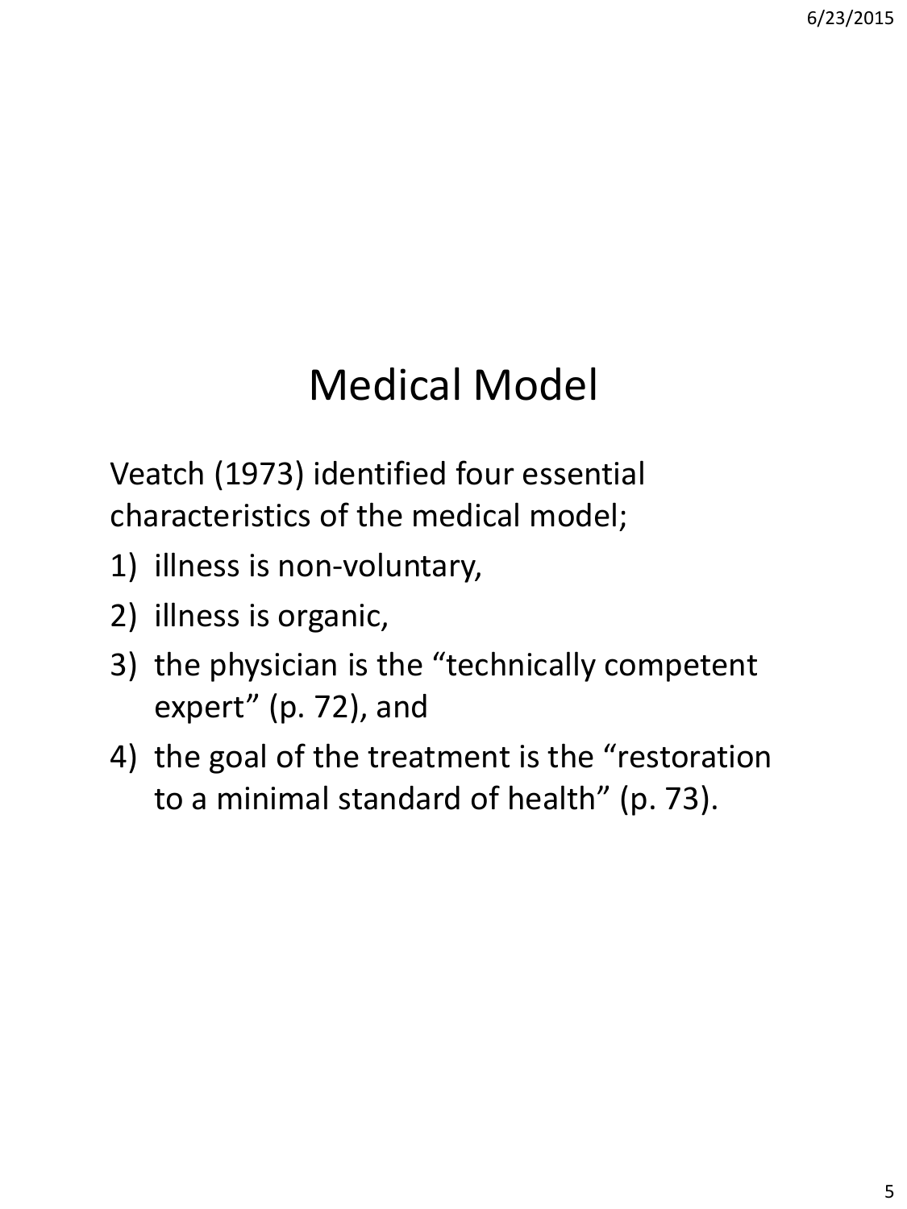# Medical Model

Veatch (1973) identified four essential characteristics of the medical model;

1) illness is non-voluntary,
2) illness is organic,
3) the physician is the "technically competent expert" (p. 72), and
4) the goal of the treatment is the "restoration to a minimal standard of health" (p. 73).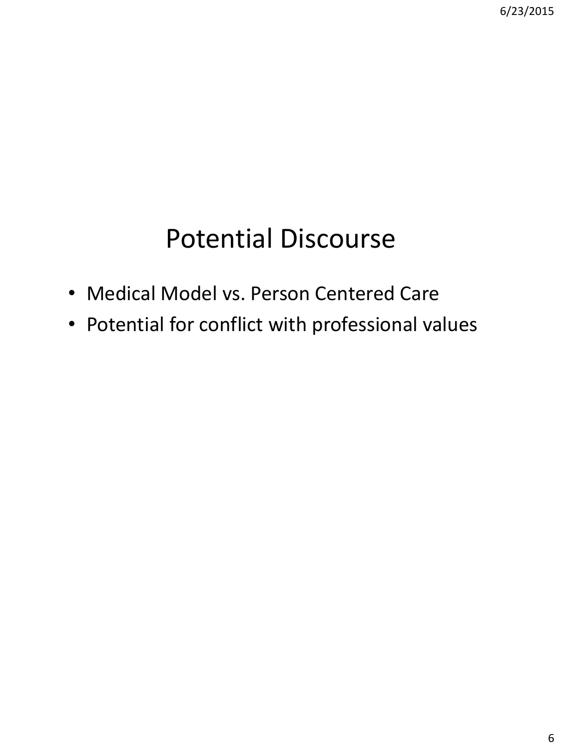# Potential Discourse

- Medical Model vs. Person Centered Care
- Potential for conflict with professional values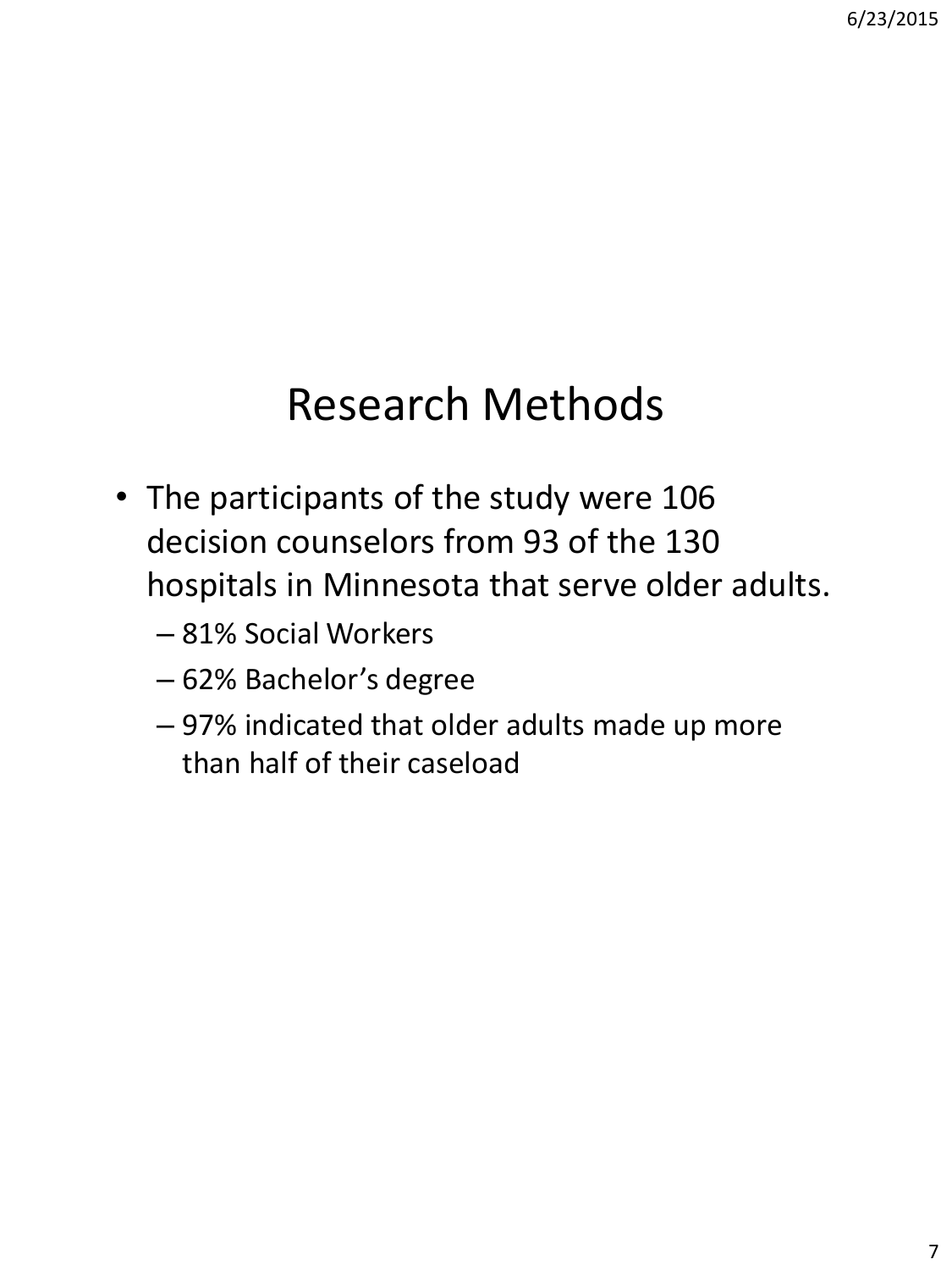# Research Methods

- The participants of the study were 106 decision counselors from 93 of the 130 hospitals in Minnesota that serve older adults.
  - 81% Social Workers
  - 62% Bachelor's degree
  - 97% indicated that older adults made up more than half of their caseload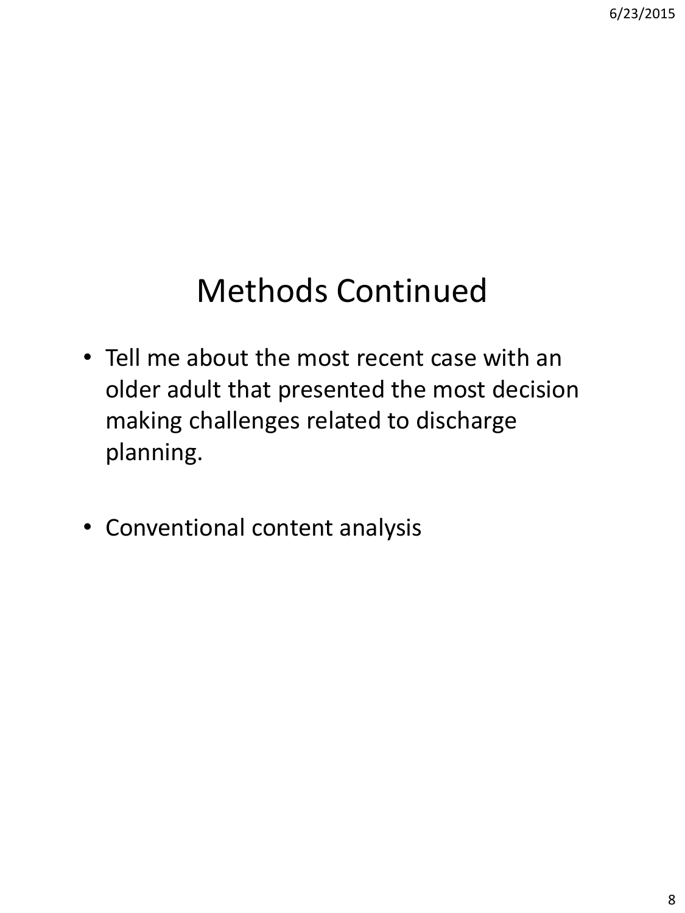# Methods Continued

- Tell me about the most recent case with an older adult that presented the most decision making challenges related to discharge planning.
- Conventional content analysis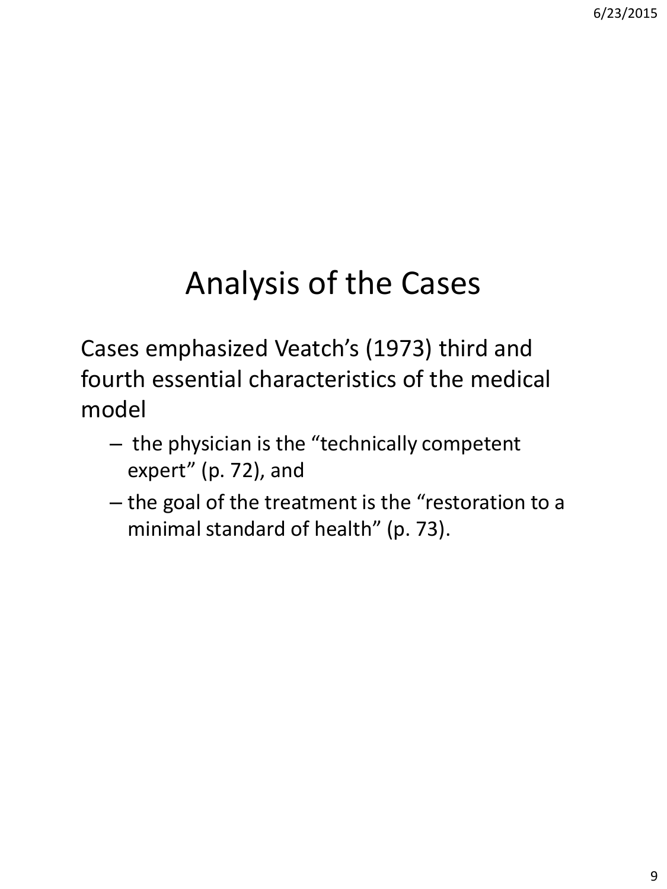# Analysis of the Cases

Cases emphasized Veatch's (1973) third and fourth essential characteristics of the medical model

- the physician is the "technically competent expert" (p. 72), and
- the goal of the treatment is the "restoration to a minimal standard of health" (p. 73).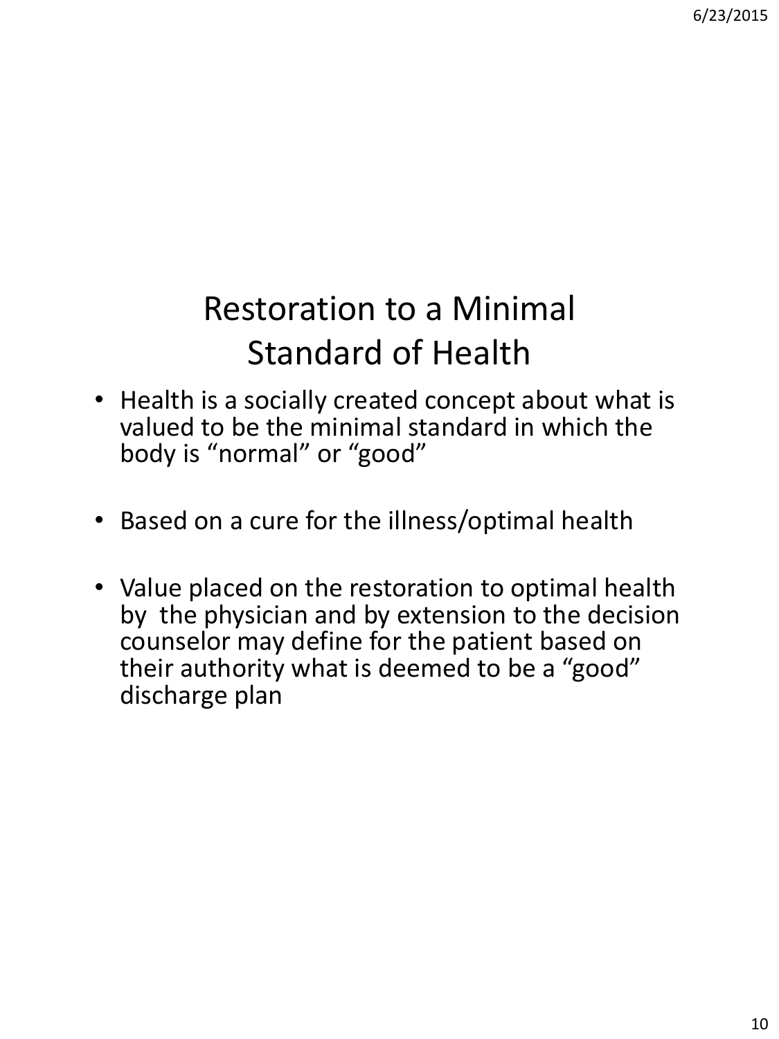# Restoration to a Minimal Standard of Health

- Health is a socially created concept about what is valued to be the minimal standard in which the body is "normal" or "good"

- Based on a cure for the illness/optimal health

- Value placed on the restoration to optimal health by the physician and by extension to the decision counselor may define for the patient based on their authority what is deemed to be a "good" discharge plan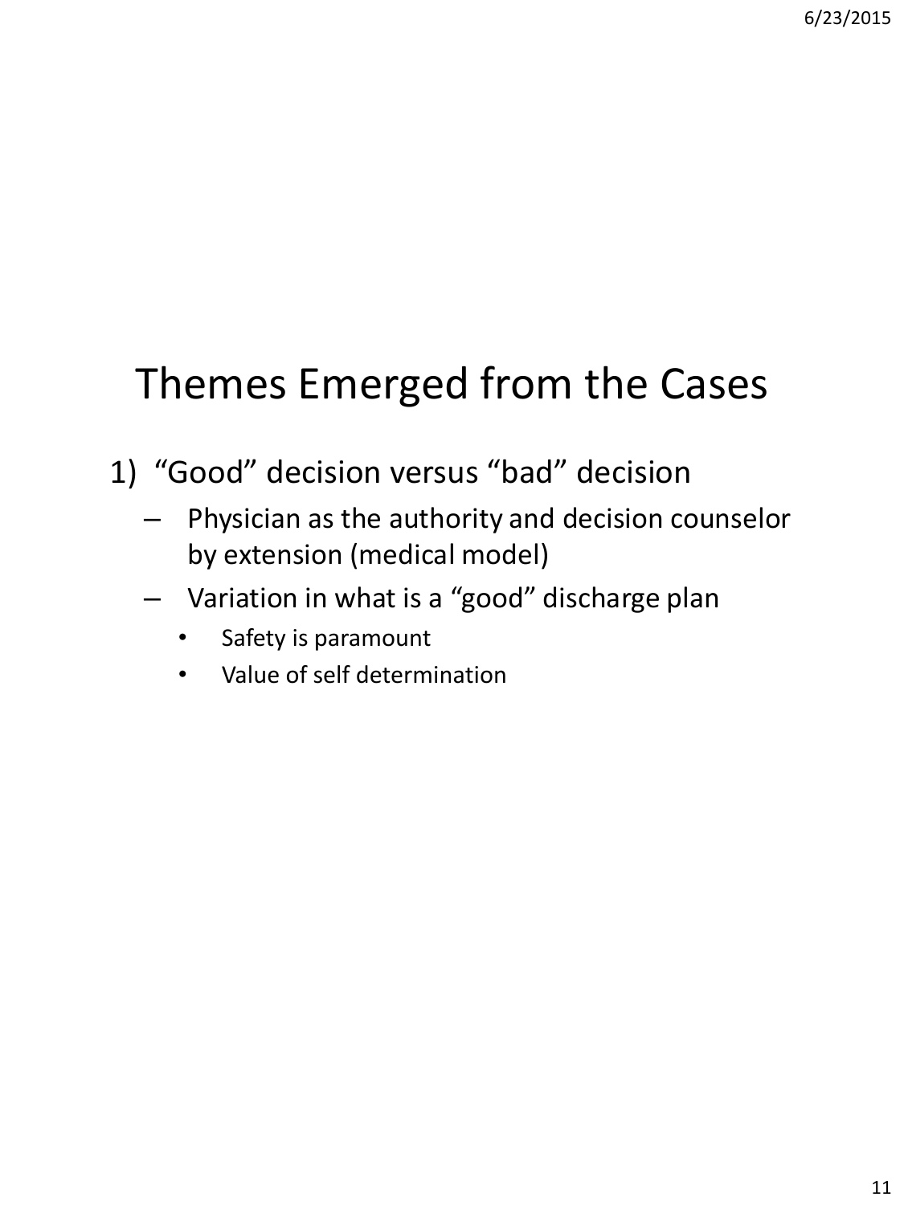# Themes Emerged from the Cases

1) “Good” decision versus “bad” decision
   - Physician as the authority and decision counselor by extension (medical model)
   - Variation in what is a “good” discharge plan
     - Safety is paramount
     - Value of self determination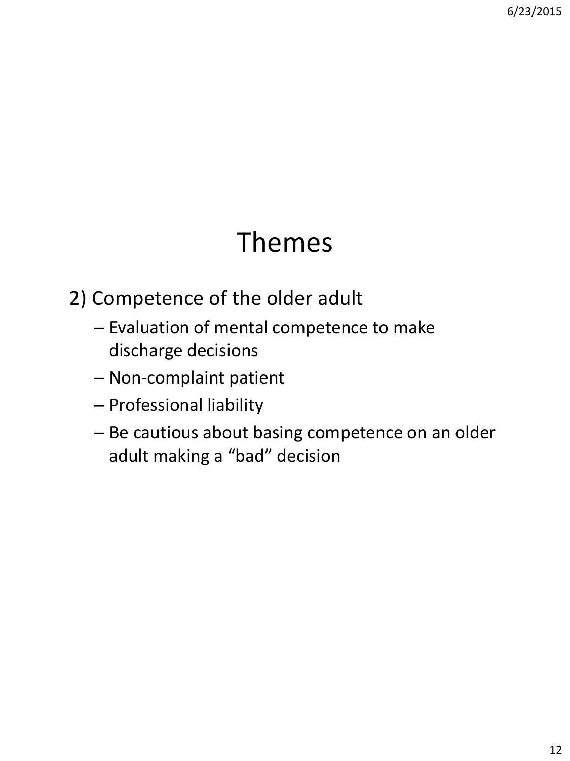# Themes

2) Competence of the older adult
   - Evaluation of mental competence to make discharge decisions
   - Non-complaint patient
   - Professional liability
   - Be cautious about basing competence on an older adult making a “bad” decision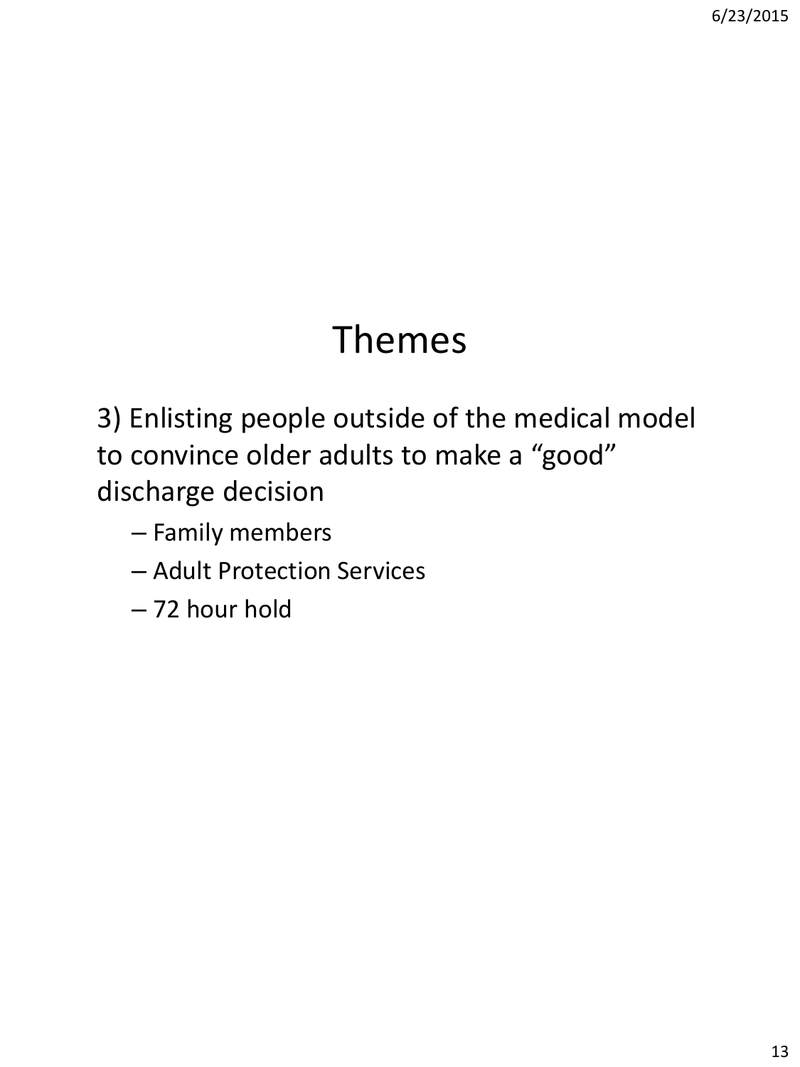# Themes

3) Enlisting people outside of the medical model to convince older adults to make a “good” discharge decision

- Family members
- Adult Protection Services
- 72 hour hold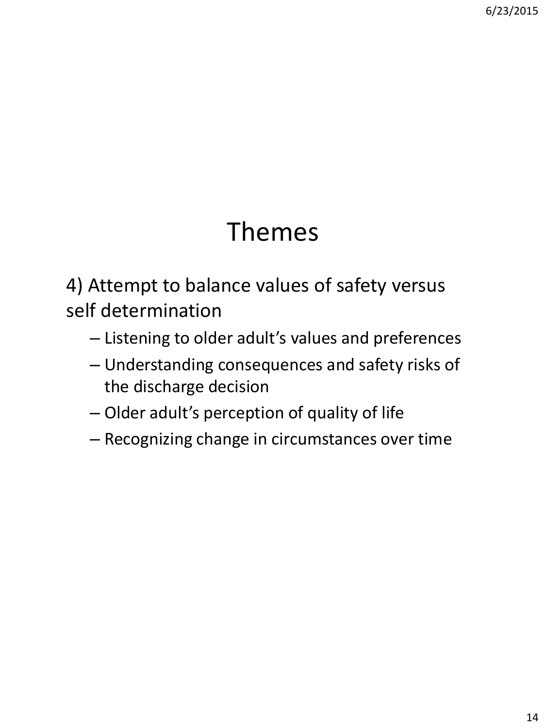# Themes

4) Attempt to balance values of safety versus self determination

- Listening to older adult's values and preferences
- Understanding consequences and safety risks of the discharge decision
- Older adult's perception of quality of life
- Recognizing change in circumstances over time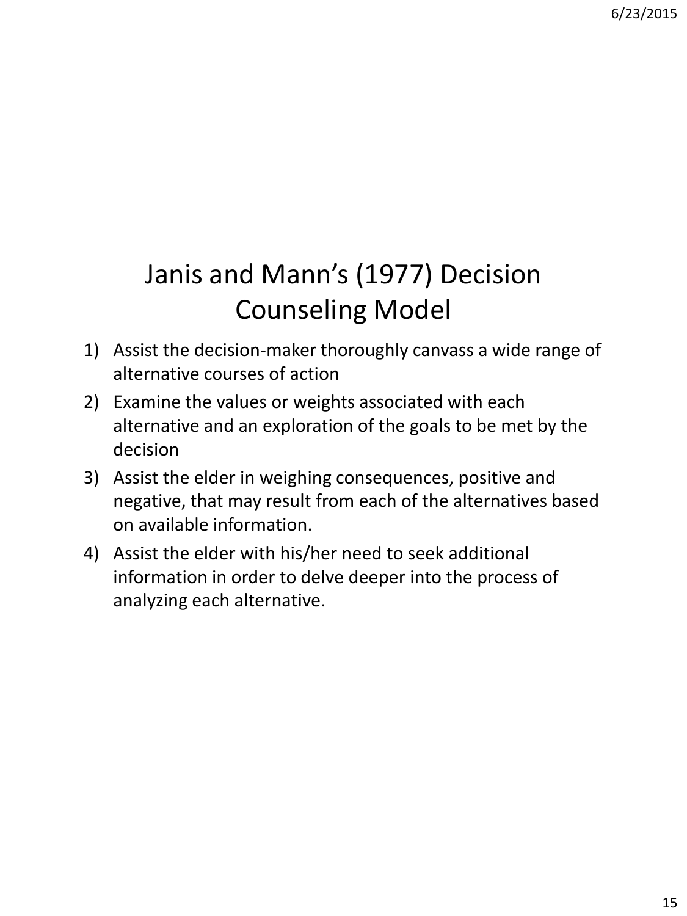# Janis and Mann's (1977) Decision Counseling Model

1) Assist the decision-maker thoroughly canvass a wide range of alternative courses of action
2) Examine the values or weights associated with each alternative and an exploration of the goals to be met by the decision
3) Assist the elder in weighing consequences, positive and negative, that may result from each of the alternatives based on available information.
4) Assist the elder with his/her need to seek additional information in order to delve deeper into the process of analyzing each alternative.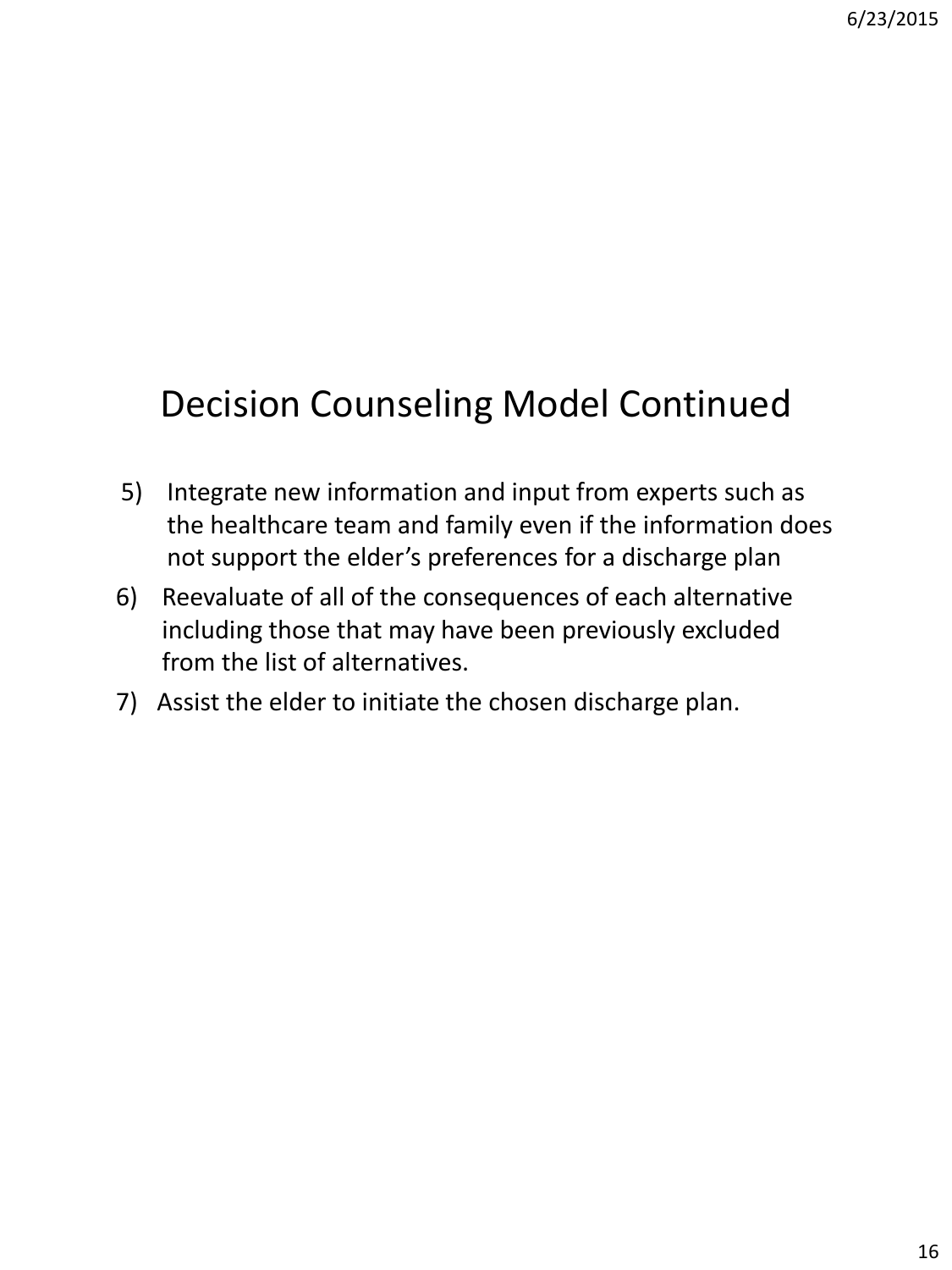# Decision Counseling Model Continued

5) Integrate new information and input from experts such as the healthcare team and family even if the information does not support the elder's preferences for a discharge plan
6) Reevaluate of all of the consequences of each alternative including those that may have been previously excluded from the list of alternatives.
7) Assist the elder to initiate the chosen discharge plan.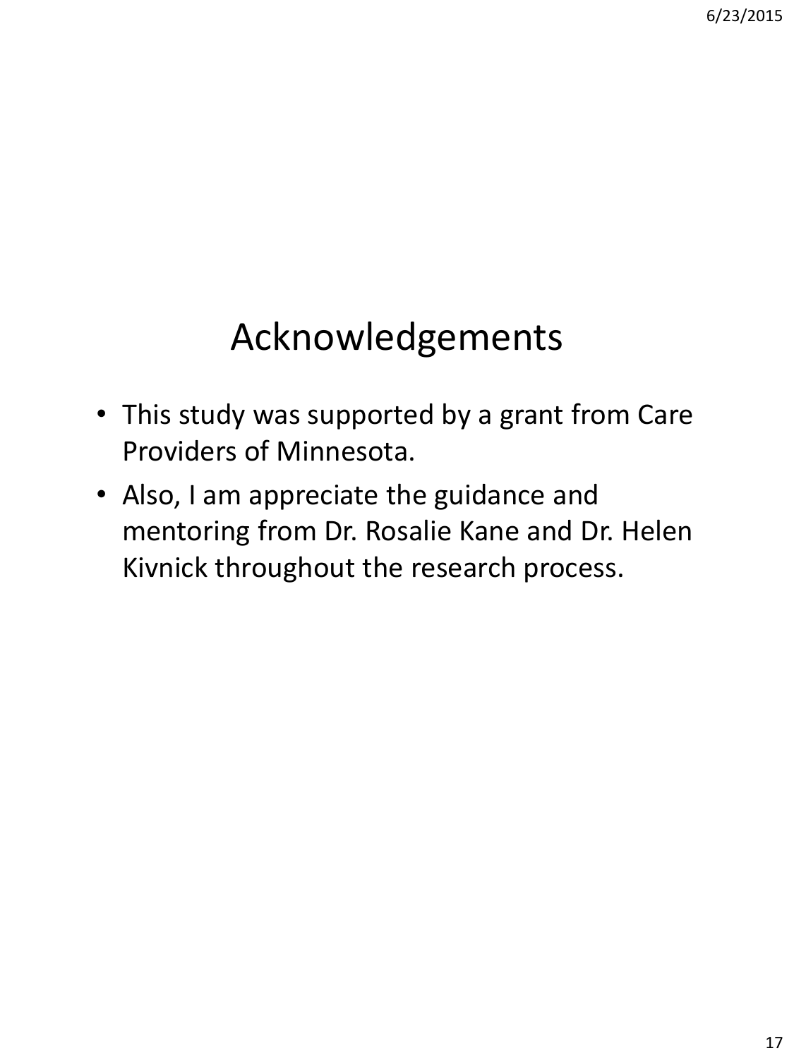# Acknowledgements

- This study was supported by a grant from Care Providers of Minnesota.
- Also, I am appreciate the guidance and mentoring from Dr. Rosalie Kane and Dr. Helen Kivnick throughout the research process.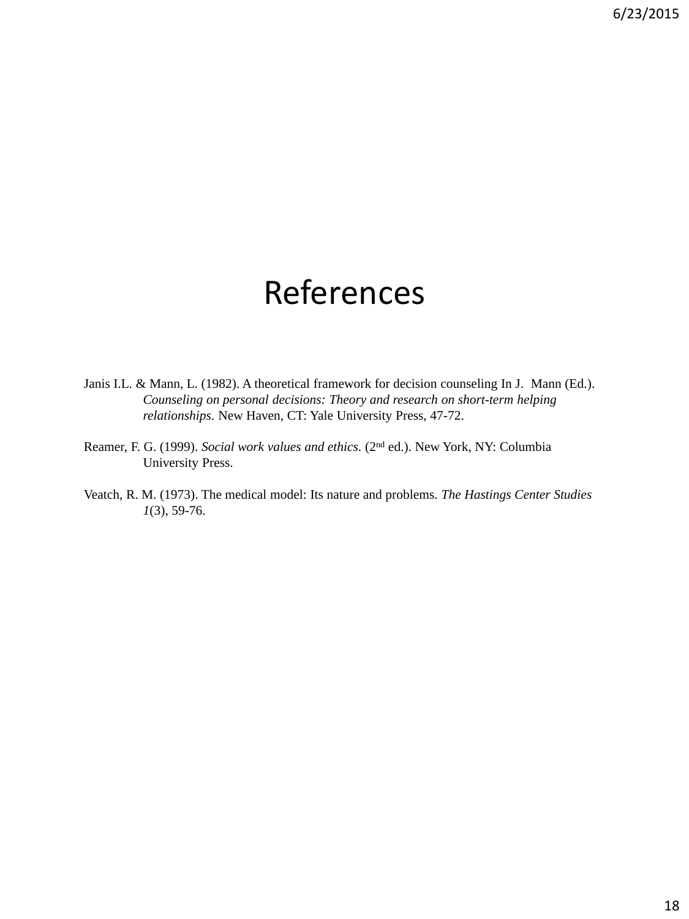# References

Janis I.L. & Mann, L. (1982). A theoretical framework for decision counseling In J. Mann (Ed.). *Counseling on personal decisions: Theory and research on short-term helping relationships*. New Haven, CT: Yale University Press, 47-72.

Reamer, F. G. (1999). *Social work values and ethics*. (2nd ed.). New York, NY: Columbia University Press.

Veatch, R. M. (1973). The medical model: Its nature and problems. *The Hastings Center Studies 1*(3), 59-76.